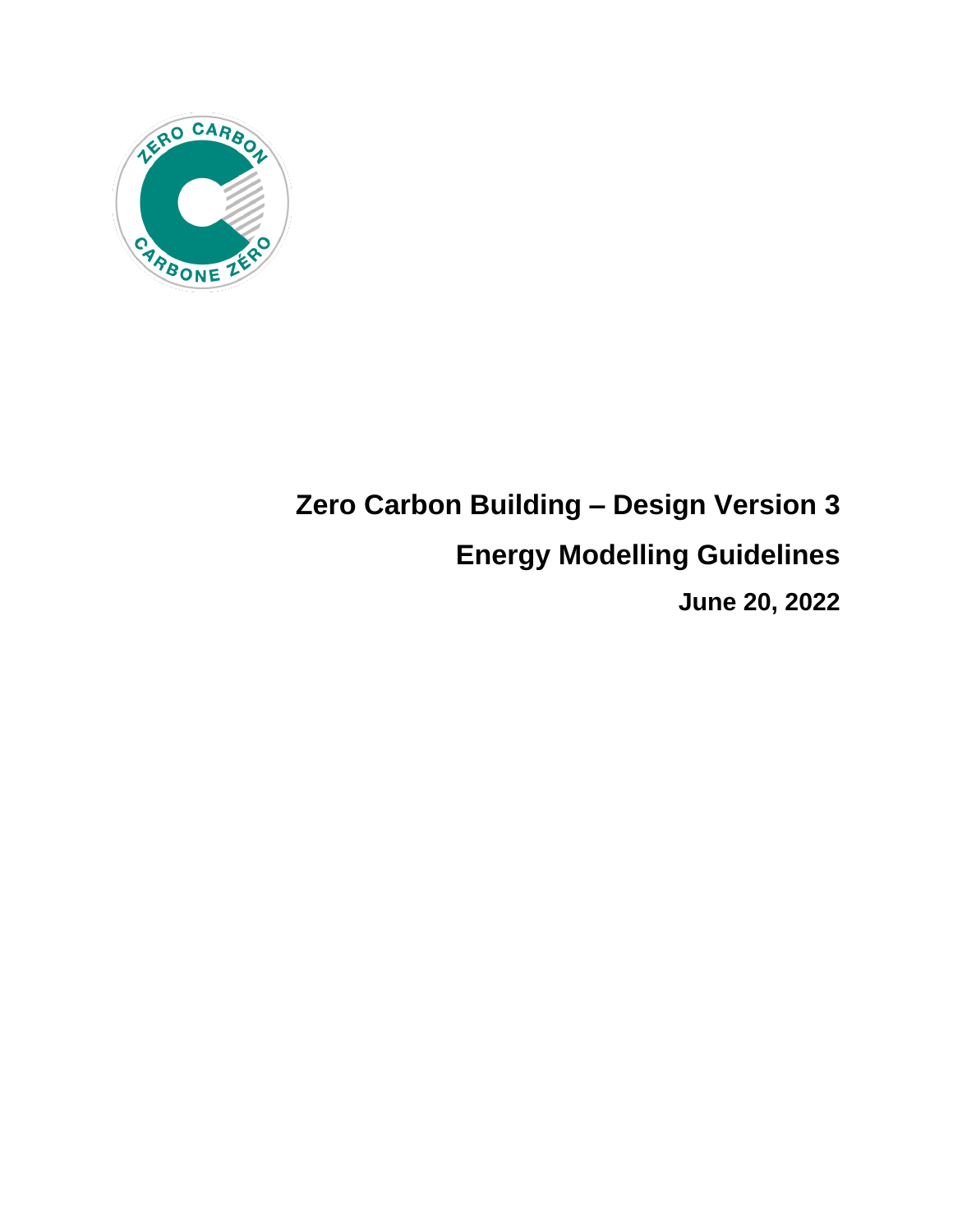# Zero Carbon Building – Design Version 3

## Energy Modelling Guidelines

**June 20, 2022**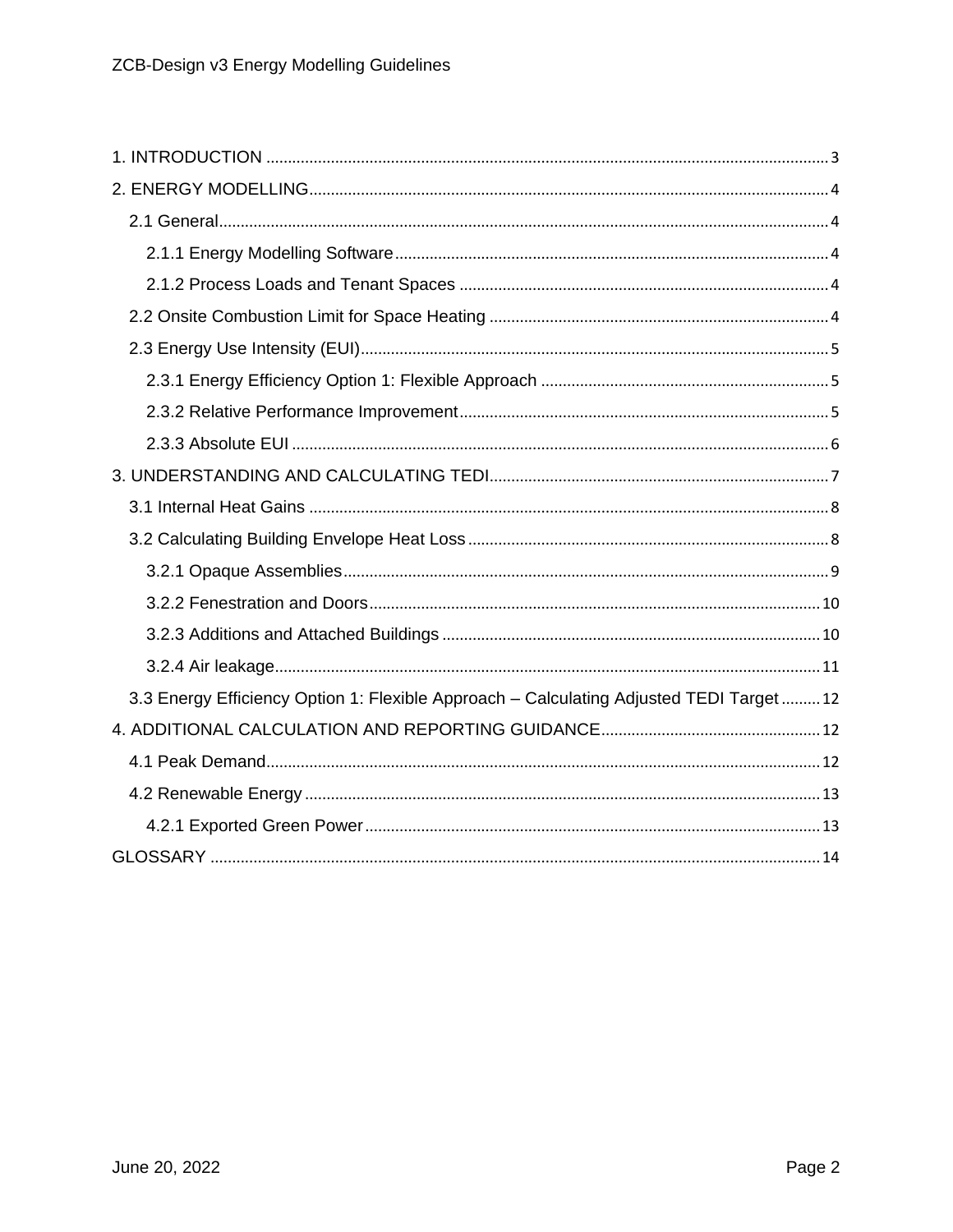1. INTRODUCTION ..................................................................... 3
2. ENERGY MODELLING ..................................................................... 4
   - 2.1 General ..................................................................... 4
     - 2.1.1 Energy Modelling Software ..................................................................... 4
     - 2.1.2 Process Loads and Tenant Spaces ..................................................................... 4
   - 2.2 Onsite Combustion Limit for Space Heating ..................................................................... 4
   - 2.3 Energy Use Intensity (EUI) ..................................................................... 5
     - 2.3.1 Energy Efficiency Option 1: Flexible Approach ..................................................................... 5
     - 2.3.2 Relative Performance Improvement ..................................................................... 5
     - 2.3.3 Absolute EUI ..................................................................... 6
3. UNDERSTANDING AND CALCULATING TEDI ..................................................................... 7
   - 3.1 Internal Heat Gains ..................................................................... 8
   - 3.2 Calculating Building Envelope Heat Loss ..................................................................... 8
     - 3.2.1 Opaque Assemblies ..................................................................... 9
     - 3.2.2 Fenestration and Doors ..................................................................... 10
     - 3.2.3 Additions and Attached Buildings ..................................................................... 10
     - 3.2.4 Air leakage ..................................................................... 11
   - 3.3 Energy Efficiency Option 1: Flexible Approach – Calculating Adjusted TEDI Target ......... 12
4. ADDITIONAL CALCULATION AND REPORTING GUIDANCE ..................................................................... 12
   - 4.1 Peak Demand ..................................................................... 12
   - 4.2 Renewable Energy ..................................................................... 13
     - 4.2.1 Exported Green Power ..................................................................... 13

GLOSSARY ..................................................................... 14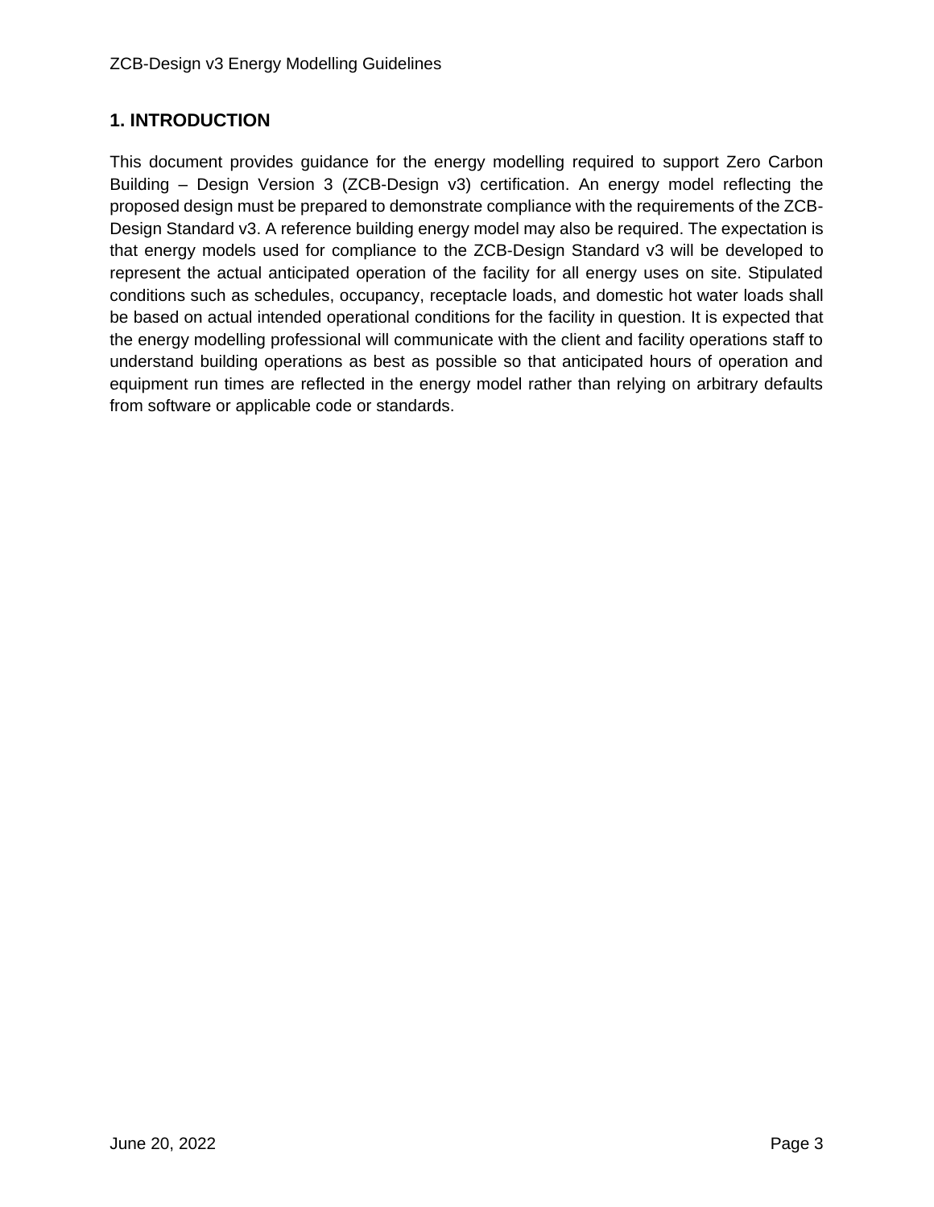# 1. INTRODUCTION

This document provides guidance for the energy modelling required to support Zero Carbon Building – Design Version 3 (ZCB-Design v3) certification. An energy model reflecting the proposed design must be prepared to demonstrate compliance with the requirements of the ZCB-Design Standard v3. A reference building energy model may also be required. The expectation is that energy models used for compliance to the ZCB-Design Standard v3 will be developed to represent the actual anticipated operation of the facility for all energy uses on site. Stipulated conditions such as schedules, occupancy, receptacle loads, and domestic hot water loads shall be based on actual intended operational conditions for the facility in question. It is expected that the energy modelling professional will communicate with the client and facility operations staff to understand building operations as best as possible so that anticipated hours of operation and equipment run times are reflected in the energy model rather than relying on arbitrary defaults from software or applicable code or standards.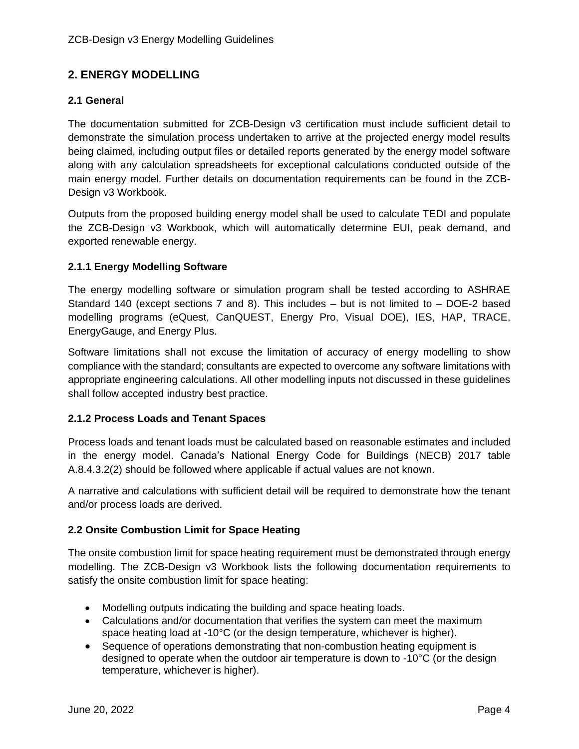## 2. ENERGY MODELLING

### 2.1 General

The documentation submitted for ZCB-Design v3 certification must include sufficient detail to demonstrate the simulation process undertaken to arrive at the projected energy model results being claimed, including output files or detailed reports generated by the energy model software along with any calculation spreadsheets for exceptional calculations conducted outside of the main energy model. Further details on documentation requirements can be found in the ZCB-Design v3 Workbook.

Outputs from the proposed building energy model shall be used to calculate TEDI and populate the ZCB-Design v3 Workbook, which will automatically determine EUI, peak demand, and exported renewable energy.

#### 2.1.1 Energy Modelling Software

The energy modelling software or simulation program shall be tested according to ASHRAE Standard 140 (except sections 7 and 8). This includes – but is not limited to – DOE-2 based modelling programs (eQuest, CanQUEST, Energy Pro, Visual DOE), IES, HAP, TRACE, EnergyGauge, and Energy Plus.

Software limitations shall not excuse the limitation of accuracy of energy modelling to show compliance with the standard; consultants are expected to overcome any software limitations with appropriate engineering calculations. All other modelling inputs not discussed in these guidelines shall follow accepted industry best practice.

#### 2.1.2 Process Loads and Tenant Spaces

Process loads and tenant loads must be calculated based on reasonable estimates and included in the energy model. Canada's National Energy Code for Buildings (NECB) 2017 table A.8.4.3.2(2) should be followed where applicable if actual values are not known.

A narrative and calculations with sufficient detail will be required to demonstrate how the tenant and/or process loads are derived.

### 2.2 Onsite Combustion Limit for Space Heating

The onsite combustion limit for space heating requirement must be demonstrated through energy modelling. The ZCB-Design v3 Workbook lists the following documentation requirements to satisfy the onsite combustion limit for space heating:

- Modelling outputs indicating the building and space heating loads.
- Calculations and/or documentation that verifies the system can meet the maximum space heating load at -10°C (or the design temperature, whichever is higher).
- Sequence of operations demonstrating that non-combustion heating equipment is designed to operate when the outdoor air temperature is down to -10°C (or the design temperature, whichever is higher).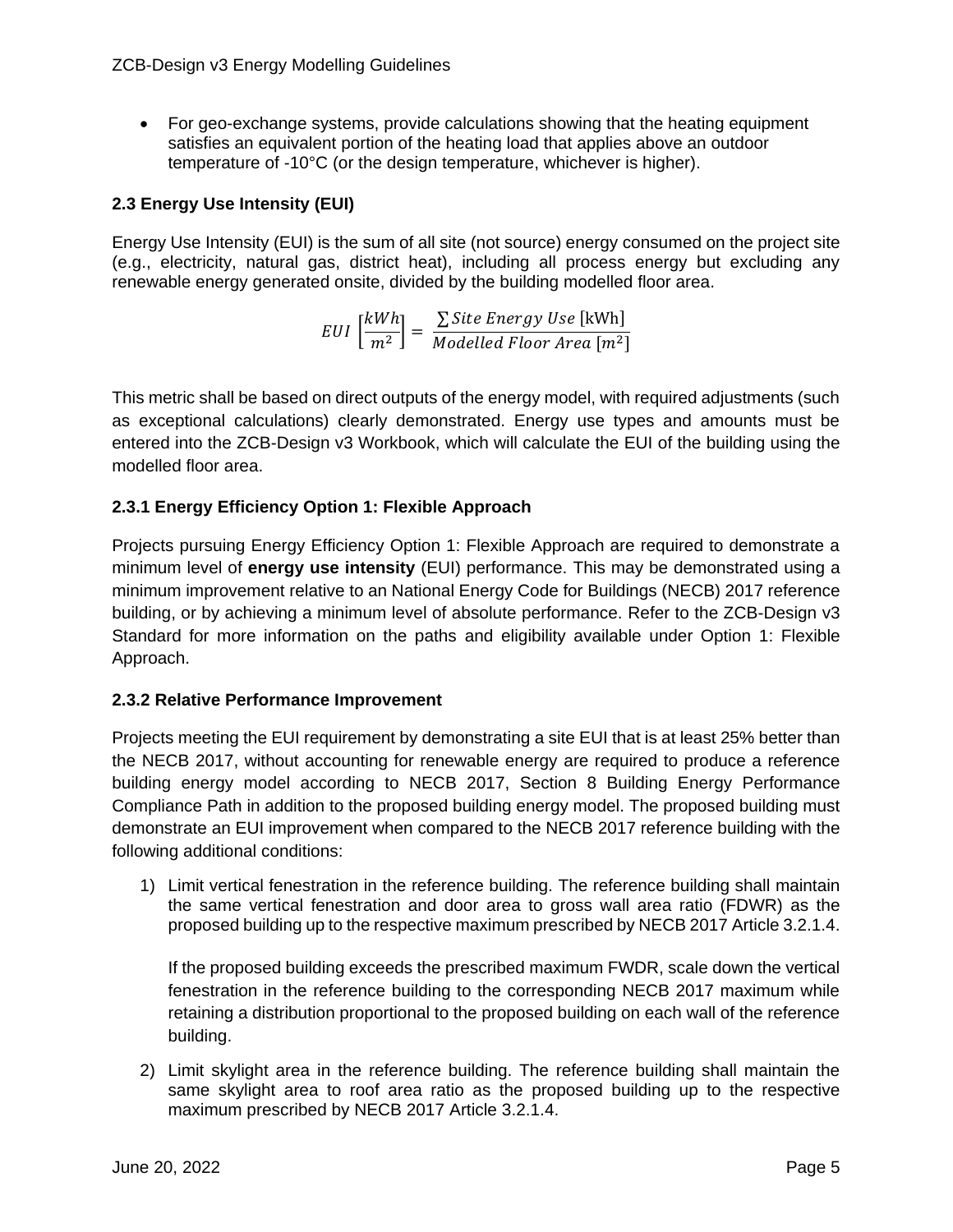- For geo-exchange systems, provide calculations showing that the heating equipment satisfies an equivalent portion of the heating load that applies above an outdoor temperature of -10°C (or the design temperature, whichever is higher).

### 2.3 Energy Use Intensity (EUI)

Energy Use Intensity (EUI) is the sum of all site (not source) energy consumed on the project site (e.g., electricity, natural gas, district heat), including all process energy but excluding any renewable energy generated onsite, divided by the building modelled floor area.

$$EUI\ \left[\frac{kWh}{m^2}\right] = \frac{\sum Site\ Energy\ Use\ [\text{kWh}]}{Modelled\ Floor\ Area\ [m^2]}$$

This metric shall be based on direct outputs of the energy model, with required adjustments (such as exceptional calculations) clearly demonstrated. Energy use types and amounts must be entered into the ZCB-Design v3 Workbook, which will calculate the EUI of the building using the modelled floor area.

### 2.3.1 Energy Efficiency Option 1: Flexible Approach

Projects pursuing Energy Efficiency Option 1: Flexible Approach are required to demonstrate a minimum level of **energy use intensity** (EUI) performance. This may be demonstrated using a minimum improvement relative to an National Energy Code for Buildings (NECB) 2017 reference building, or by achieving a minimum level of absolute performance. Refer to the ZCB-Design v3 Standard for more information on the paths and eligibility available under Option 1: Flexible Approach.

### 2.3.2 Relative Performance Improvement

Projects meeting the EUI requirement by demonstrating a site EUI that is at least 25% better than the NECB 2017, without accounting for renewable energy are required to produce a reference building energy model according to NECB 2017, Section 8 Building Energy Performance Compliance Path in addition to the proposed building energy model. The proposed building must demonstrate an EUI improvement when compared to the NECB 2017 reference building with the following additional conditions:

1) Limit vertical fenestration in the reference building. The reference building shall maintain the same vertical fenestration and door area to gross wall area ratio (FDWR) as the proposed building up to the respective maximum prescribed by NECB 2017 Article 3.2.1.4.

   If the proposed building exceeds the prescribed maximum FWDR, scale down the vertical fenestration in the reference building to the corresponding NECB 2017 maximum while retaining a distribution proportional to the proposed building on each wall of the reference building.

2) Limit skylight area in the reference building. The reference building shall maintain the same skylight area to roof area ratio as the proposed building up to the respective maximum prescribed by NECB 2017 Article 3.2.1.4.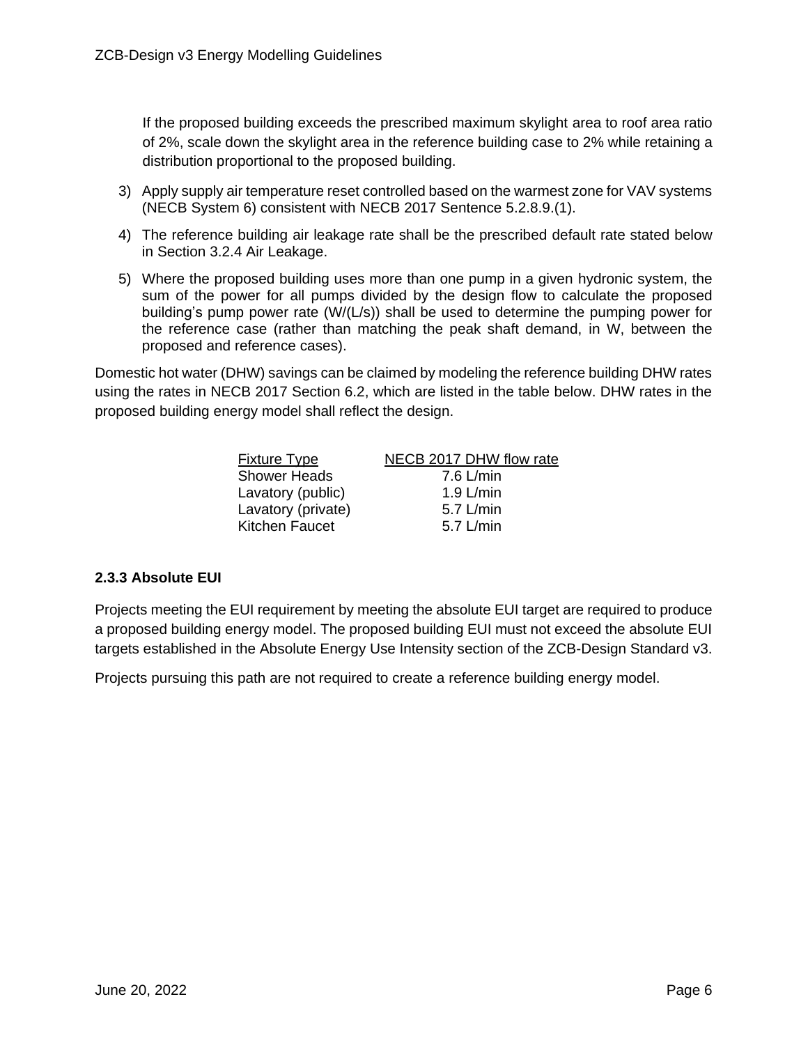If the proposed building exceeds the prescribed maximum skylight area to roof area ratio of 2%, scale down the skylight area in the reference building case to 2% while retaining a distribution proportional to the proposed building.

3) Apply supply air temperature reset controlled based on the warmest zone for VAV systems (NECB System 6) consistent with NECB 2017 Sentence 5.2.8.9.(1).
4) The reference building air leakage rate shall be the prescribed default rate stated below in Section 3.2.4 Air Leakage.
5) Where the proposed building uses more than one pump in a given hydronic system, the sum of the power for all pumps divided by the design flow to calculate the proposed building's pump power rate (W/(L/s)) shall be used to determine the pumping power for the reference case (rather than matching the peak shaft demand, in W, between the proposed and reference cases).

Domestic hot water (DHW) savings can be claimed by modeling the reference building DHW rates using the rates in NECB 2017 Section 6.2, which are listed in the table below. DHW rates in the proposed building energy model shall reflect the design.

| Fixture Type | NECB 2017 DHW flow rate |
|---|---|
| Shower Heads | 7.6 L/min |
| Lavatory (public) | 1.9 L/min |
| Lavatory (private) | 5.7 L/min |
| Kitchen Faucet | 5.7 L/min |

### 2.3.3 Absolute EUI

Projects meeting the EUI requirement by meeting the absolute EUI target are required to produce a proposed building energy model. The proposed building EUI must not exceed the absolute EUI targets established in the Absolute Energy Use Intensity section of the ZCB-Design Standard v3.

Projects pursuing this path are not required to create a reference building energy model.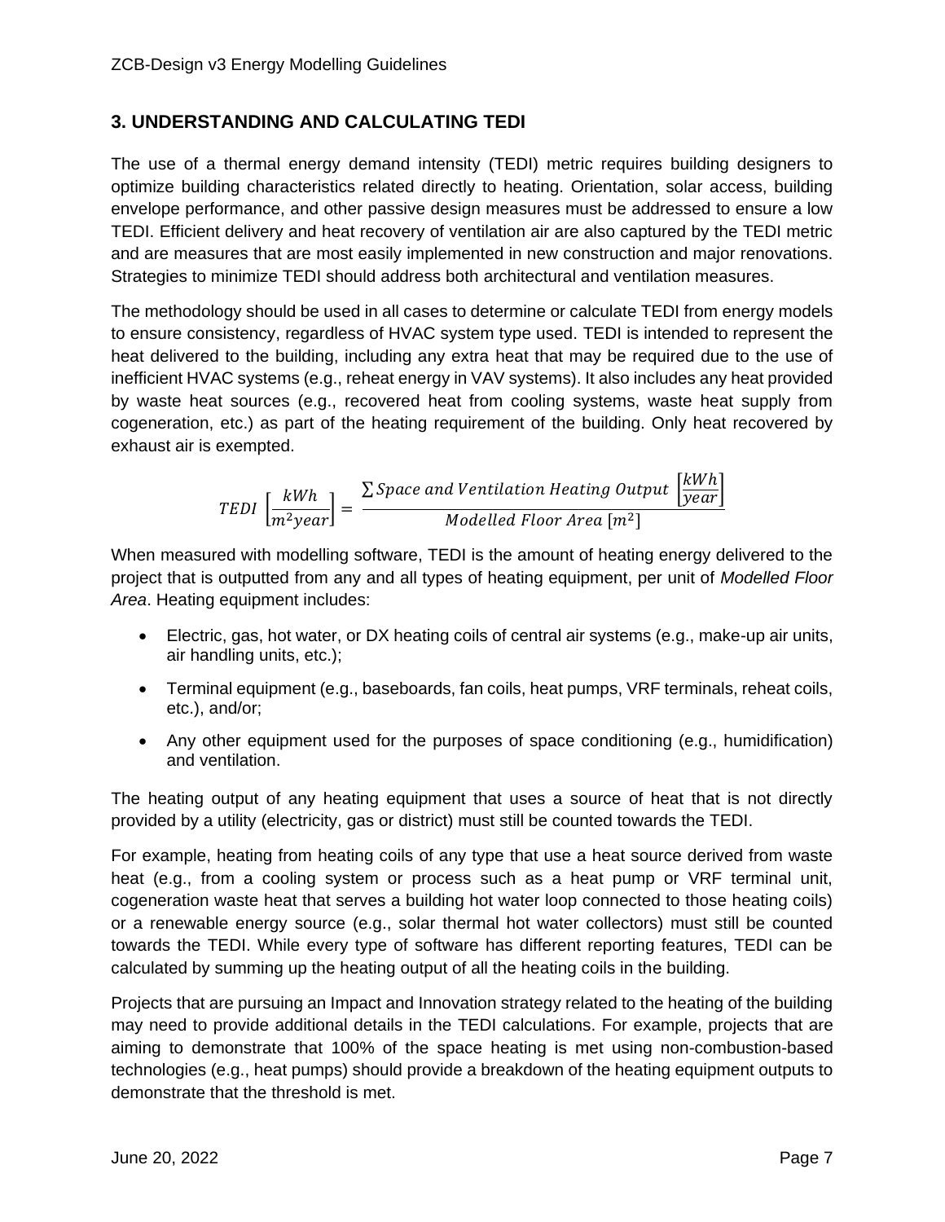## 3. UNDERSTANDING AND CALCULATING TEDI

The use of a thermal energy demand intensity (TEDI) metric requires building designers to optimize building characteristics related directly to heating. Orientation, solar access, building envelope performance, and other passive design measures must be addressed to ensure a low TEDI. Efficient delivery and heat recovery of ventilation air are also captured by the TEDI metric and are measures that are most easily implemented in new construction and major renovations. Strategies to minimize TEDI should address both architectural and ventilation measures.

The methodology should be used in all cases to determine or calculate TEDI from energy models to ensure consistency, regardless of HVAC system type used. TEDI is intended to represent the heat delivered to the building, including any extra heat that may be required due to the use of inefficient HVAC systems (e.g., reheat energy in VAV systems). It also includes any heat provided by waste heat sources (e.g., recovered heat from cooling systems, waste heat supply from cogeneration, etc.) as part of the heating requirement of the building. Only heat recovered by exhaust air is exempted.

$$TEDI\ \left[\frac{kWh}{m^2 year}\right] = \frac{\sum Space\ and\ Ventilation\ Heating\ Output\ \left[\frac{kWh}{year}\right]}{Modelled\ Floor\ Area\ [m^2]}$$

When measured with modelling software, TEDI is the amount of heating energy delivered to the project that is outputted from any and all types of heating equipment, per unit of *Modelled Floor Area*. Heating equipment includes:

- Electric, gas, hot water, or DX heating coils of central air systems (e.g., make-up air units, air handling units, etc.);
- Terminal equipment (e.g., baseboards, fan coils, heat pumps, VRF terminals, reheat coils, etc.), and/or;
- Any other equipment used for the purposes of space conditioning (e.g., humidification) and ventilation.

The heating output of any heating equipment that uses a source of heat that is not directly provided by a utility (electricity, gas or district) must still be counted towards the TEDI.

For example, heating from heating coils of any type that use a heat source derived from waste heat (e.g., from a cooling system or process such as a heat pump or VRF terminal unit, cogeneration waste heat that serves a building hot water loop connected to those heating coils) or a renewable energy source (e.g., solar thermal hot water collectors) must still be counted towards the TEDI. While every type of software has different reporting features, TEDI can be calculated by summing up the heating output of all the heating coils in the building.

Projects that are pursuing an Impact and Innovation strategy related to the heating of the building may need to provide additional details in the TEDI calculations. For example, projects that are aiming to demonstrate that 100% of the space heating is met using non-combustion-based technologies (e.g., heat pumps) should provide a breakdown of the heating equipment outputs to demonstrate that the threshold is met.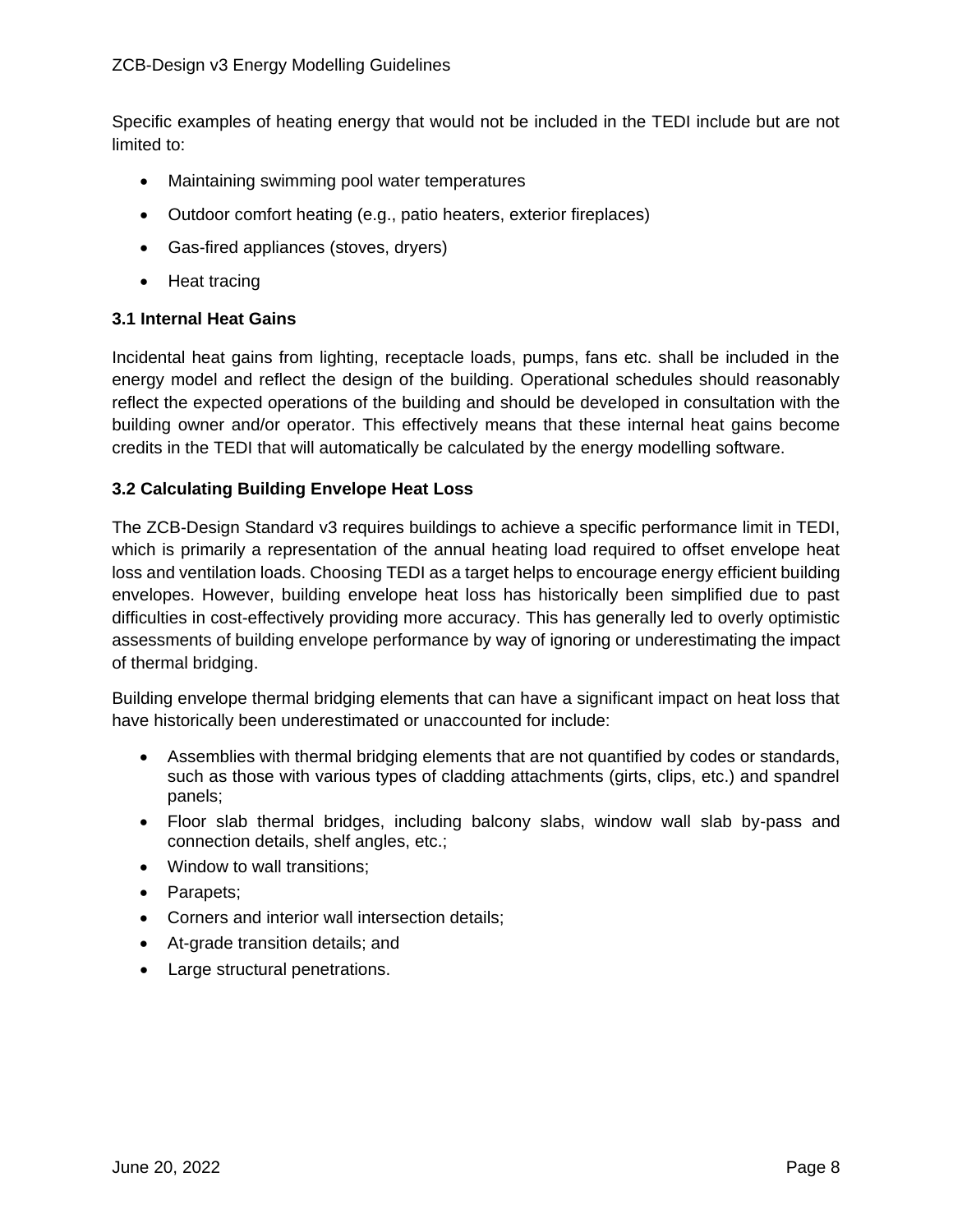Specific examples of heating energy that would not be included in the TEDI include but are not limited to:

- Maintaining swimming pool water temperatures
- Outdoor comfort heating (e.g., patio heaters, exterior fireplaces)
- Gas-fired appliances (stoves, dryers)
- Heat tracing

### 3.1 Internal Heat Gains

Incidental heat gains from lighting, receptacle loads, pumps, fans etc. shall be included in the energy model and reflect the design of the building. Operational schedules should reasonably reflect the expected operations of the building and should be developed in consultation with the building owner and/or operator. This effectively means that these internal heat gains become credits in the TEDI that will automatically be calculated by the energy modelling software.

### 3.2 Calculating Building Envelope Heat Loss

The ZCB-Design Standard v3 requires buildings to achieve a specific performance limit in TEDI, which is primarily a representation of the annual heating load required to offset envelope heat loss and ventilation loads. Choosing TEDI as a target helps to encourage energy efficient building envelopes. However, building envelope heat loss has historically been simplified due to past difficulties in cost-effectively providing more accuracy. This has generally led to overly optimistic assessments of building envelope performance by way of ignoring or underestimating the impact of thermal bridging.

Building envelope thermal bridging elements that can have a significant impact on heat loss that have historically been underestimated or unaccounted for include:

- Assemblies with thermal bridging elements that are not quantified by codes or standards, such as those with various types of cladding attachments (girts, clips, etc.) and spandrel panels;
- Floor slab thermal bridges, including balcony slabs, window wall slab by-pass and connection details, shelf angles, etc.;
- Window to wall transitions;
- Parapets;
- Corners and interior wall intersection details;
- At-grade transition details; and
- Large structural penetrations.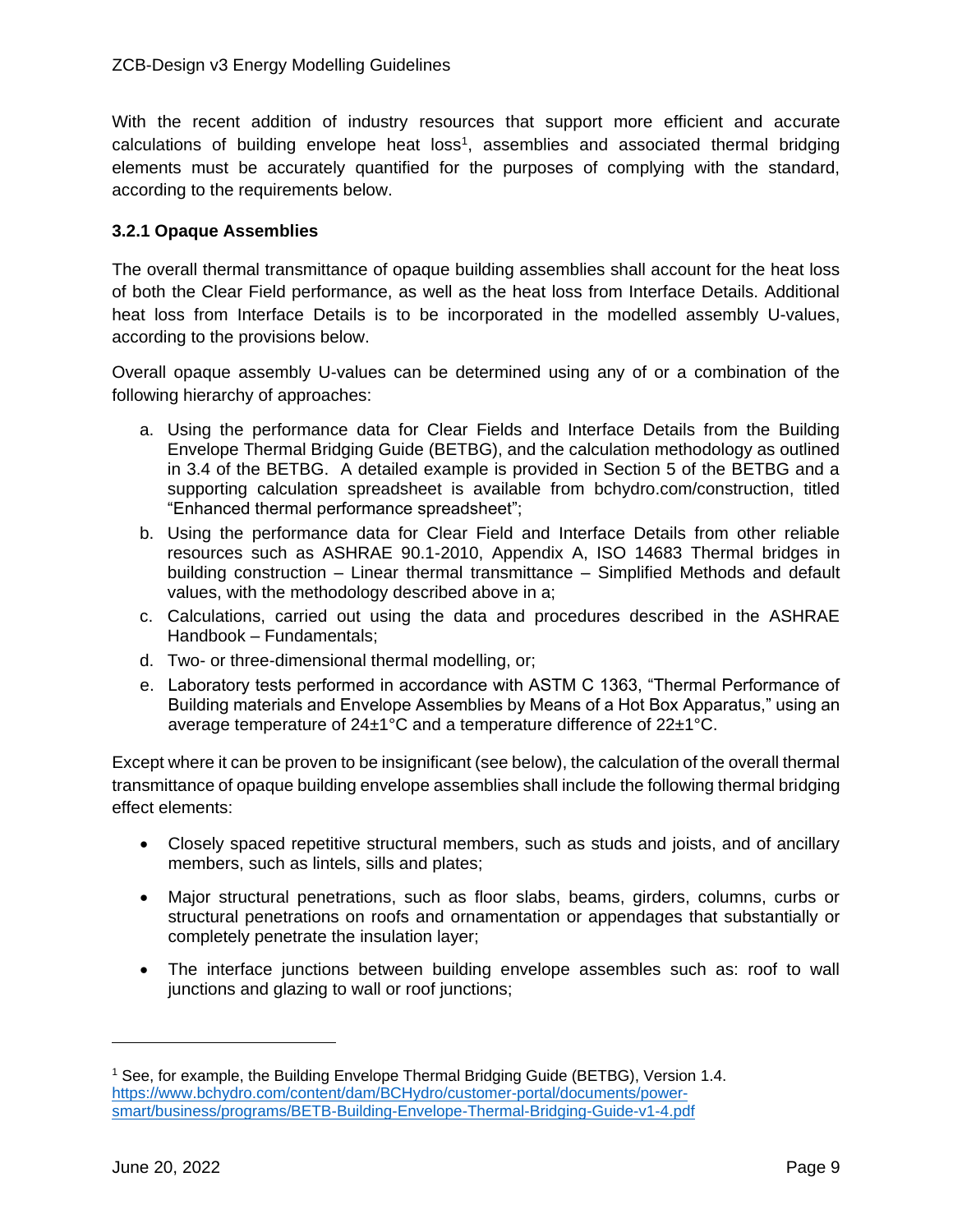With the recent addition of industry resources that support more efficient and accurate calculations of building envelope heat loss[1], assemblies and associated thermal bridging elements must be accurately quantified for the purposes of complying with the standard, according to the requirements below.

### 3.2.1 Opaque Assemblies

The overall thermal transmittance of opaque building assemblies shall account for the heat loss of both the Clear Field performance, as well as the heat loss from Interface Details. Additional heat loss from Interface Details is to be incorporated in the modelled assembly U-values, according to the provisions below.

Overall opaque assembly U-values can be determined using any of or a combination of the following hierarchy of approaches:

a. Using the performance data for Clear Fields and Interface Details from the Building Envelope Thermal Bridging Guide (BETBG), and the calculation methodology as outlined in 3.4 of the BETBG. A detailed example is provided in Section 5 of the BETBG and a supporting calculation spreadsheet is available from bchydro.com/construction, titled "Enhanced thermal performance spreadsheet";
b. Using the performance data for Clear Field and Interface Details from other reliable resources such as ASHRAE 90.1-2010, Appendix A, ISO 14683 Thermal bridges in building construction – Linear thermal transmittance – Simplified Methods and default values, with the methodology described above in a;
c. Calculations, carried out using the data and procedures described in the ASHRAE Handbook – Fundamentals;
d. Two- or three-dimensional thermal modelling, or;
e. Laboratory tests performed in accordance with ASTM C 1363, "Thermal Performance of Building materials and Envelope Assemblies by Means of a Hot Box Apparatus," using an average temperature of 24±1°C and a temperature difference of 22±1°C.

Except where it can be proven to be insignificant (see below), the calculation of the overall thermal transmittance of opaque building envelope assemblies shall include the following thermal bridging effect elements:

- Closely spaced repetitive structural members, such as studs and joists, and of ancillary members, such as lintels, sills and plates;
- Major structural penetrations, such as floor slabs, beams, girders, columns, curbs or structural penetrations on roofs and ornamentation or appendages that substantially or completely penetrate the insulation layer;
- The interface junctions between building envelope assembles such as: roof to wall junctions and glazing to wall or roof junctions;

[1] See, for example, the Building Envelope Thermal Bridging Guide (BETBG), Version 1.4. https://www.bchydro.com/content/dam/BCHydro/customer-portal/documents/power-smart/business/programs/BETB-Building-Envelope-Thermal-Bridging-Guide-v1-4.pdf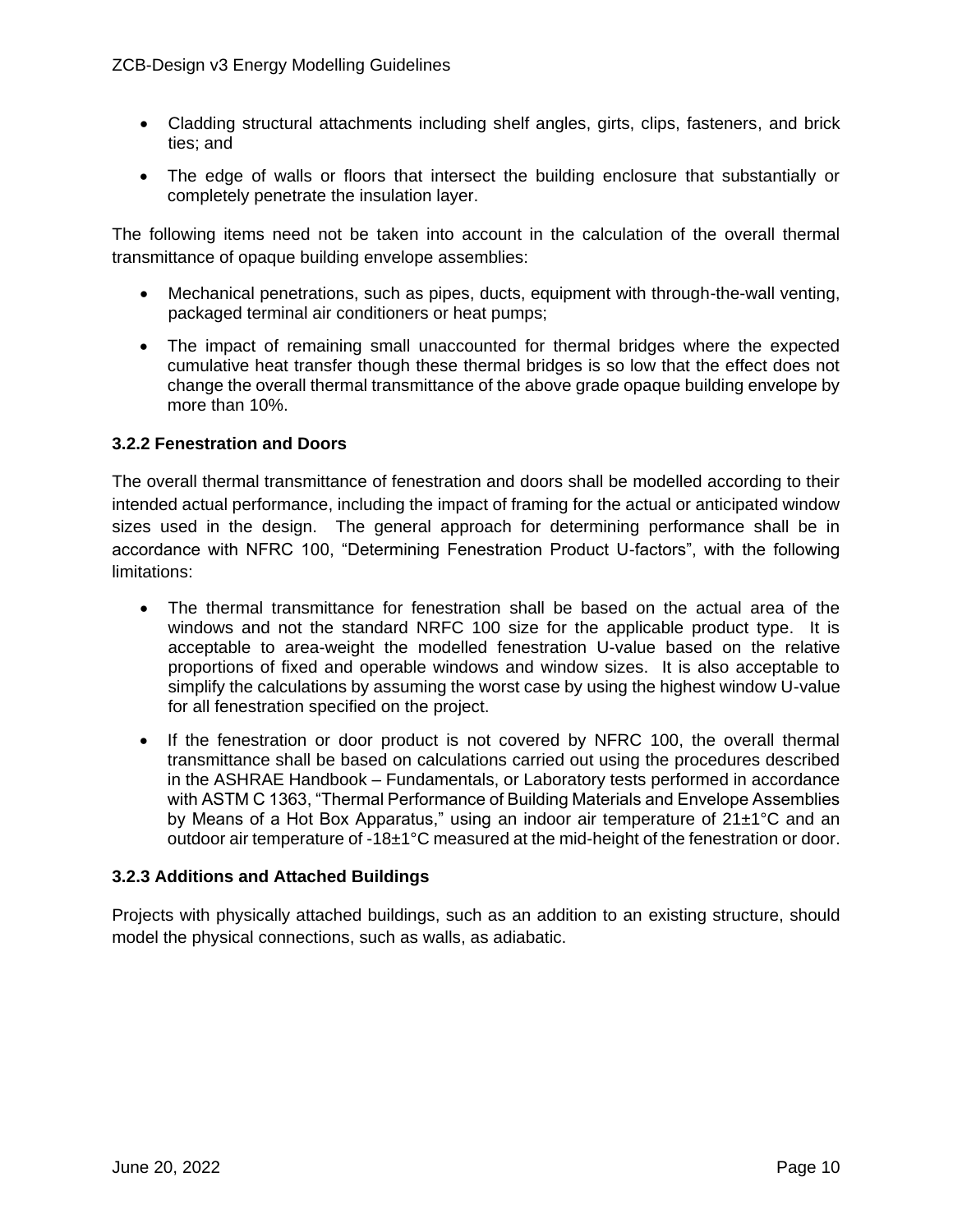- Cladding structural attachments including shelf angles, girts, clips, fasteners, and brick ties; and
- The edge of walls or floors that intersect the building enclosure that substantially or completely penetrate the insulation layer.

The following items need not be taken into account in the calculation of the overall thermal transmittance of opaque building envelope assemblies:

- Mechanical penetrations, such as pipes, ducts, equipment with through-the-wall venting, packaged terminal air conditioners or heat pumps;
- The impact of remaining small unaccounted for thermal bridges where the expected cumulative heat transfer though these thermal bridges is so low that the effect does not change the overall thermal transmittance of the above grade opaque building envelope by more than 10%.

### 3.2.2 Fenestration and Doors

The overall thermal transmittance of fenestration and doors shall be modelled according to their intended actual performance, including the impact of framing for the actual or anticipated window sizes used in the design. The general approach for determining performance shall be in accordance with NFRC 100, "Determining Fenestration Product U-factors", with the following limitations:

- The thermal transmittance for fenestration shall be based on the actual area of the windows and not the standard NRFC 100 size for the applicable product type. It is acceptable to area-weight the modelled fenestration U-value based on the relative proportions of fixed and operable windows and window sizes. It is also acceptable to simplify the calculations by assuming the worst case by using the highest window U-value for all fenestration specified on the project.
- If the fenestration or door product is not covered by NFRC 100, the overall thermal transmittance shall be based on calculations carried out using the procedures described in the ASHRAE Handbook – Fundamentals, or Laboratory tests performed in accordance with ASTM C 1363, "Thermal Performance of Building Materials and Envelope Assemblies by Means of a Hot Box Apparatus," using an indoor air temperature of 21±1°C and an outdoor air temperature of -18±1°C measured at the mid-height of the fenestration or door.

### 3.2.3 Additions and Attached Buildings

Projects with physically attached buildings, such as an addition to an existing structure, should model the physical connections, such as walls, as adiabatic.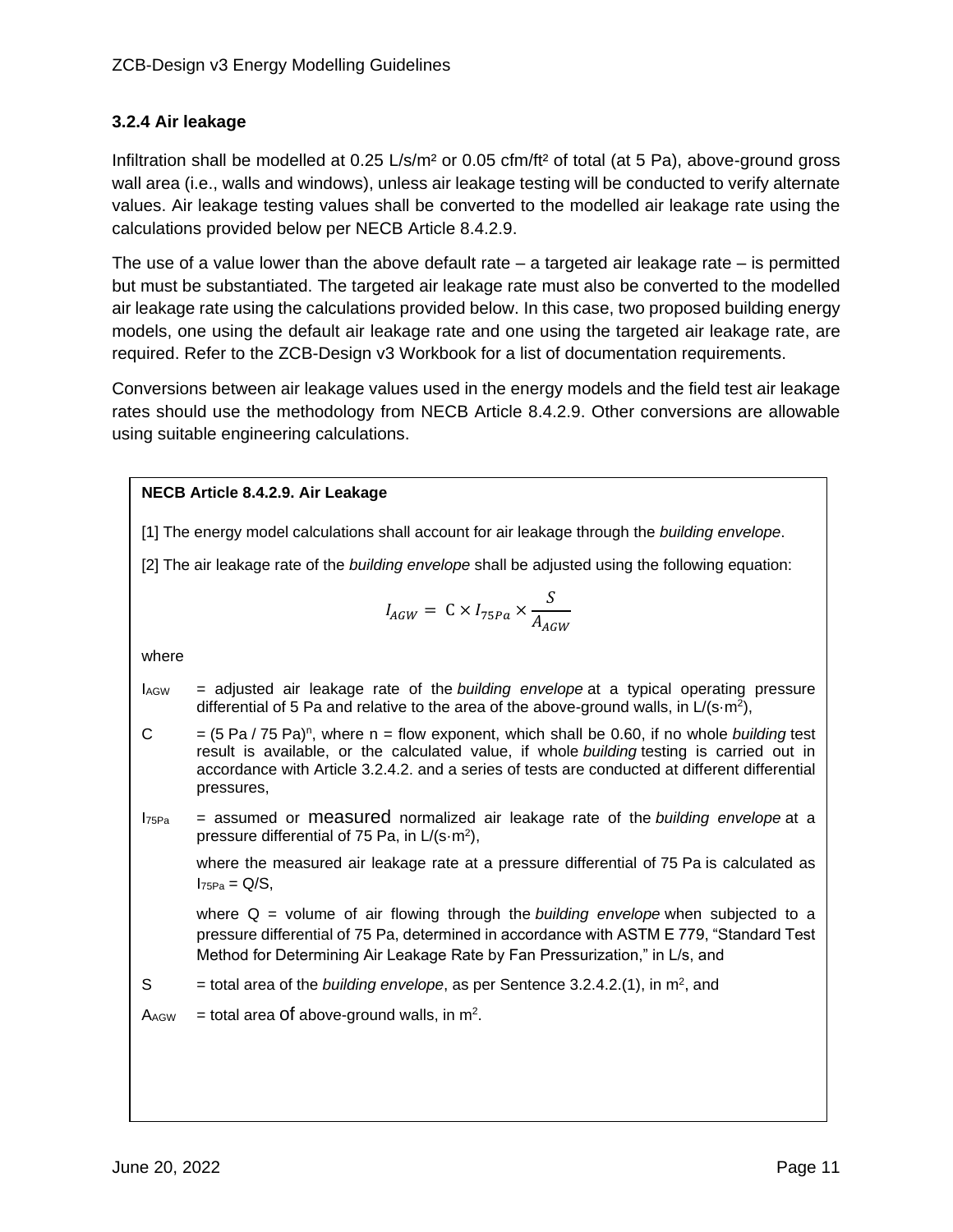### 3.2.4 Air leakage

Infiltration shall be modelled at 0.25 L/s/m² or 0.05 cfm/ft² of total (at 5 Pa), above-ground gross wall area (i.e., walls and windows), unless air leakage testing will be conducted to verify alternate values. Air leakage testing values shall be converted to the modelled air leakage rate using the calculations provided below per NECB Article 8.4.2.9.

The use of a value lower than the above default rate – a targeted air leakage rate – is permitted but must be substantiated. The targeted air leakage rate must also be converted to the modelled air leakage rate using the calculations provided below. In this case, two proposed building energy models, one using the default air leakage rate and one using the targeted air leakage rate, are required. Refer to the ZCB-Design v3 Workbook for a list of documentation requirements.

Conversions between air leakage values used in the energy models and the field test air leakage rates should use the methodology from NECB Article 8.4.2.9. Other conversions are allowable using suitable engineering calculations.

**NECB Article 8.4.2.9. Air Leakage**

[1] The energy model calculations shall account for air leakage through the *building envelope*.

[2] The air leakage rate of the *building envelope* shall be adjusted using the following equation:

$$I_{AGW} = C \times I_{75Pa} \times \frac{S}{A_{AGW}}$$

where

$I_{AGW}$ = adjusted air leakage rate of the *building envelope* at a typical operating pressure differential of 5 Pa and relative to the area of the above-ground walls, in L/(s·m²),

$C$ = (5 Pa / 75 Pa)$^n$, where n = flow exponent, which shall be 0.60, if no whole *building* test result is available, or the calculated value, if whole *building* testing is carried out in accordance with Article 3.2.4.2. and a series of tests are conducted at different differential pressures,

$I_{75Pa}$ = assumed or measured normalized air leakage rate of the *building envelope* at a pressure differential of 75 Pa, in L/(s·m²),

where the measured air leakage rate at a pressure differential of 75 Pa is calculated as $I_{75Pa} = Q/S$,

where Q = volume of air flowing through the *building envelope* when subjected to a pressure differential of 75 Pa, determined in accordance with ASTM E 779, "Standard Test Method for Determining Air Leakage Rate by Fan Pressurization," in L/s, and

$S$ = total area of the *building envelope*, as per Sentence 3.2.4.2.(1), in m², and

$A_{AGW}$ = total area of above-ground walls, in m².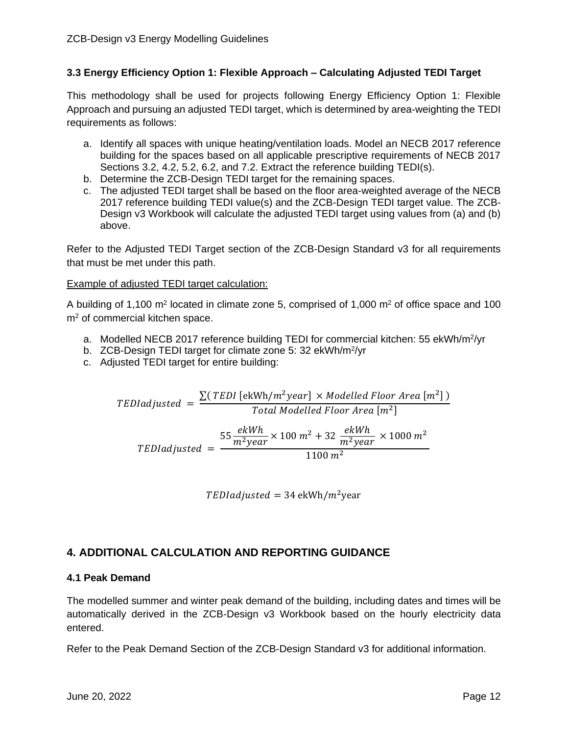### 3.3 Energy Efficiency Option 1: Flexible Approach – Calculating Adjusted TEDI Target

This methodology shall be used for projects following Energy Efficiency Option 1: Flexible Approach and pursuing an adjusted TEDI target, which is determined by area-weighting the TEDI requirements as follows:

a. Identify all spaces with unique heating/ventilation loads. Model an NECB 2017 reference building for the spaces based on all applicable prescriptive requirements of NECB 2017 Sections 3.2, 4.2, 5.2, 6.2, and 7.2. Extract the reference building TEDI(s).
b. Determine the ZCB-Design TEDI target for the remaining spaces.
c. The adjusted TEDI target shall be based on the floor area-weighted average of the NECB 2017 reference building TEDI value(s) and the ZCB-Design TEDI target value. The ZCB-Design v3 Workbook will calculate the adjusted TEDI target using values from (a) and (b) above.

Refer to the Adjusted TEDI Target section of the ZCB-Design Standard v3 for all requirements that must be met under this path.

Example of adjusted TEDI target calculation:

A building of 1,100 $m^2$ located in climate zone 5, comprised of 1,000 $m^2$ of office space and 100 $m^2$ of commercial kitchen space.

a. Modelled NECB 2017 reference building TEDI for commercial kitchen: 55 ekWh/$m^2$/yr
b. ZCB-Design TEDI target for climate zone 5: 32 ekWh/$m^2$/yr
c. Adjusted TEDI target for entire building:

$$TEDIadjusted = \frac{\sum(TEDI\ [\text{ekWh}/m^2 year] \times Modelled\ Floor\ Area\ [m^2])}{Total\ Modelled\ Floor\ Area\ [m^2]}$$

$$TEDIadjusted = \frac{55\frac{ekWh}{m^2 year} \times 100\ m^2 + 32\ \frac{ekWh}{m^2 year} \times 1000\ m^2}{1100\ m^2}$$

$$TEDIadjusted = 34\ \text{ekWh}/m^2\text{year}$$

## 4. ADDITIONAL CALCULATION AND REPORTING GUIDANCE

### 4.1 Peak Demand

The modelled summer and winter peak demand of the building, including dates and times will be automatically derived in the ZCB-Design v3 Workbook based on the hourly electricity data entered.

Refer to the Peak Demand Section of the ZCB-Design Standard v3 for additional information.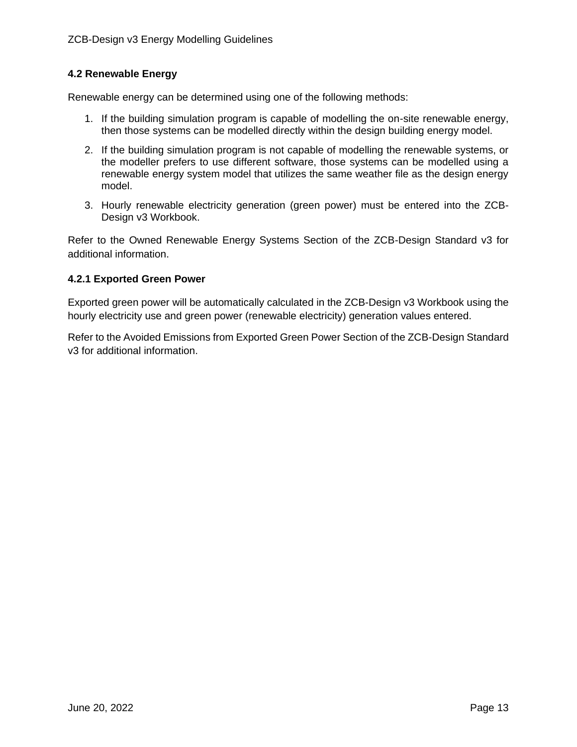### 4.2 Renewable Energy

Renewable energy can be determined using one of the following methods:

1. If the building simulation program is capable of modelling the on-site renewable energy, then those systems can be modelled directly within the design building energy model.
2. If the building simulation program is not capable of modelling the renewable systems, or the modeller prefers to use different software, those systems can be modelled using a renewable energy system model that utilizes the same weather file as the design energy model.
3. Hourly renewable electricity generation (green power) must be entered into the ZCB-Design v3 Workbook.

Refer to the Owned Renewable Energy Systems Section of the ZCB-Design Standard v3 for additional information.

#### 4.2.1 Exported Green Power

Exported green power will be automatically calculated in the ZCB-Design v3 Workbook using the hourly electricity use and green power (renewable electricity) generation values entered.

Refer to the Avoided Emissions from Exported Green Power Section of the ZCB-Design Standard v3 for additional information.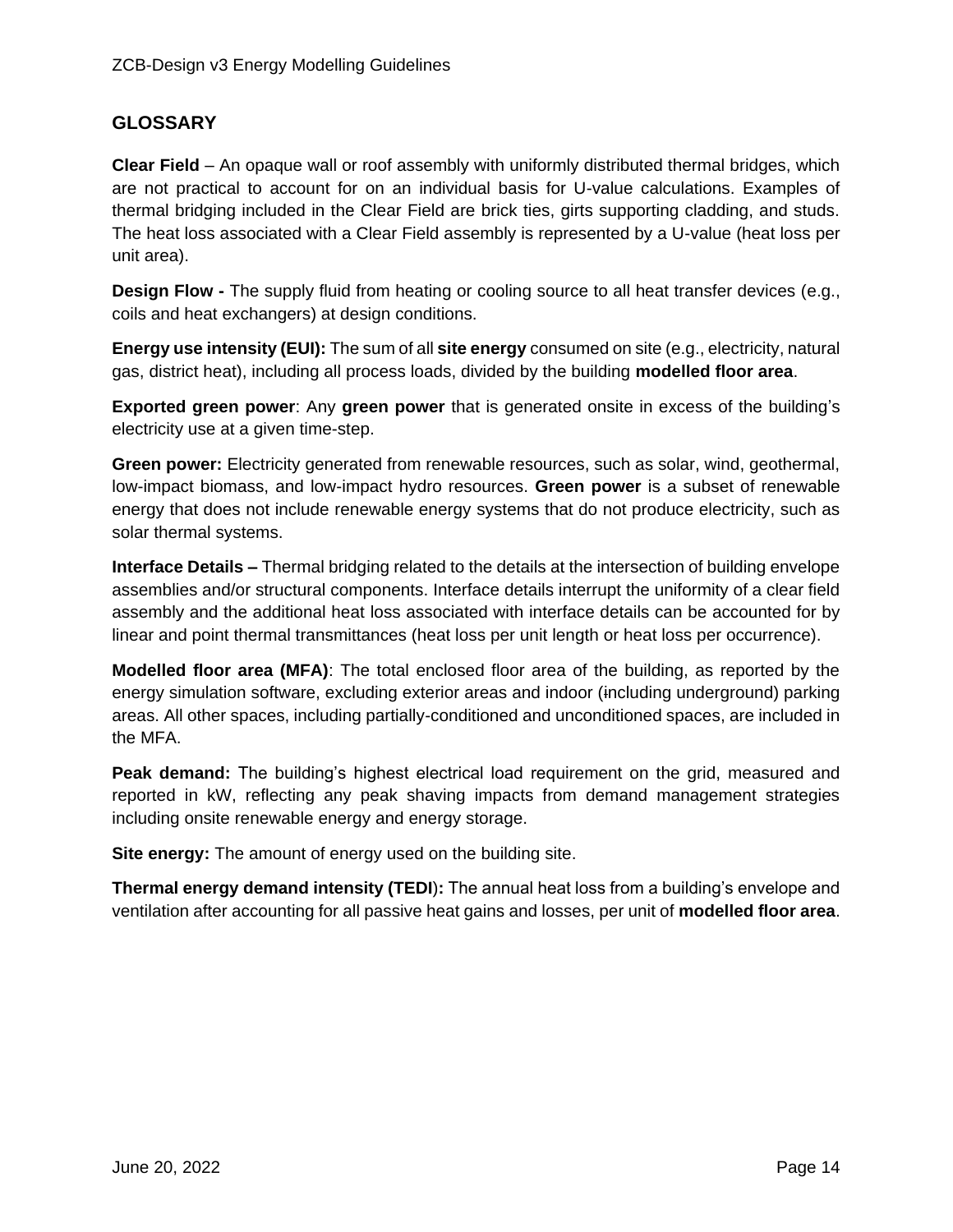## GLOSSARY

**Clear Field** – An opaque wall or roof assembly with uniformly distributed thermal bridges, which are not practical to account for on an individual basis for U-value calculations. Examples of thermal bridging included in the Clear Field are brick ties, girts supporting cladding, and studs. The heat loss associated with a Clear Field assembly is represented by a U-value (heat loss per unit area).

**Design Flow -** The supply fluid from heating or cooling source to all heat transfer devices (e.g., coils and heat exchangers) at design conditions.

**Energy use intensity (EUI):** The sum of all **site energy** consumed on site (e.g., electricity, natural gas, district heat), including all process loads, divided by the building **modelled floor area**.

**Exported green power**: Any **green power** that is generated onsite in excess of the building's electricity use at a given time-step.

**Green power:** Electricity generated from renewable resources, such as solar, wind, geothermal, low-impact biomass, and low-impact hydro resources. **Green power** is a subset of renewable energy that does not include renewable energy systems that do not produce electricity, such as solar thermal systems.

**Interface Details –** Thermal bridging related to the details at the intersection of building envelope assemblies and/or structural components. Interface details interrupt the uniformity of a clear field assembly and the additional heat loss associated with interface details can be accounted for by linear and point thermal transmittances (heat loss per unit length or heat loss per occurrence).

**Modelled floor area (MFA)**: The total enclosed floor area of the building, as reported by the energy simulation software, excluding exterior areas and indoor (including underground) parking areas. All other spaces, including partially-conditioned and unconditioned spaces, are included in the MFA.

**Peak demand:** The building's highest electrical load requirement on the grid, measured and reported in kW, reflecting any peak shaving impacts from demand management strategies including onsite renewable energy and energy storage.

**Site energy:** The amount of energy used on the building site.

**Thermal energy demand intensity (TEDI):** The annual heat loss from a building's envelope and ventilation after accounting for all passive heat gains and losses, per unit of **modelled floor area**.